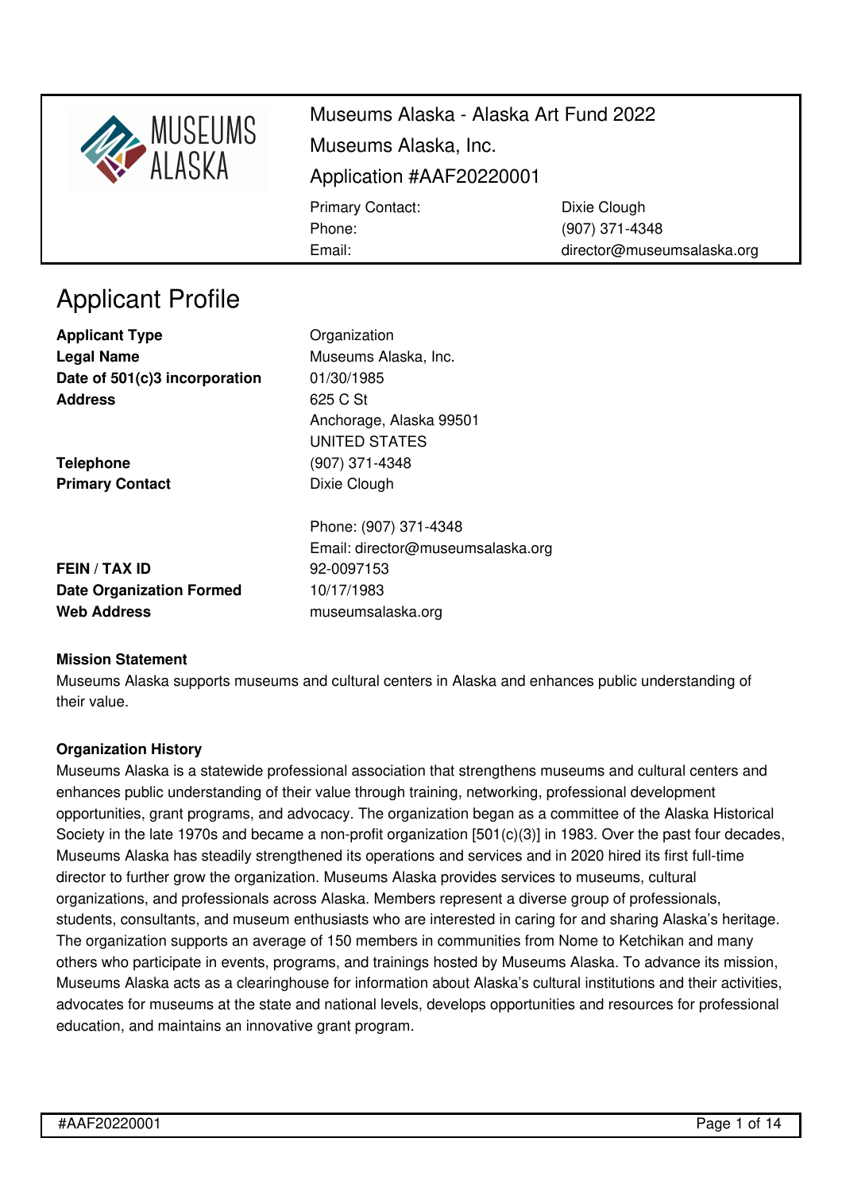Museums Alaska - Alaska Art Fund 2022

Museums Alaska, Inc.

Application #AAF20220001

| | |
|---|---|
| Primary Contact: | Dixie Clough |
| Phone: | (907) 371-4348 |
| Email: | director@museumsalaska.org |

# Applicant Profile

| | |
|---|---|
| **Applicant Type** | Organization |
| **Legal Name** | Museums Alaska, Inc. |
| **Date of 501(c)3 incorporation** | 01/30/1985 |
| **Address** | 625 C St<br>Anchorage, Alaska 99501<br>UNITED STATES |
| **Telephone** | (907) 371-4348 |
| **Primary Contact** | Dixie Clough<br><br>Phone: (907) 371-4348<br>Email: director@museumsalaska.org |
| **FEIN / TAX ID** | 92-0097153 |
| **Date Organization Formed** | 10/17/1983 |
| **Web Address** | museumsalaska.org |

**Mission Statement**

Museums Alaska supports museums and cultural centers in Alaska and enhances public understanding of their value.

**Organization History**

Museums Alaska is a statewide professional association that strengthens museums and cultural centers and enhances public understanding of their value through training, networking, professional development opportunities, grant programs, and advocacy. The organization began as a committee of the Alaska Historical Society in the late 1970s and became a non-profit organization [501(c)(3)] in 1983. Over the past four decades, Museums Alaska has steadily strengthened its operations and services and in 2020 hired its first full-time director to further grow the organization. Museums Alaska provides services to museums, cultural organizations, and professionals across Alaska. Members represent a diverse group of professionals, students, consultants, and museum enthusiasts who are interested in caring for and sharing Alaska's heritage. The organization supports an average of 150 members in communities from Nome to Ketchikan and many others who participate in events, programs, and trainings hosted by Museums Alaska. To advance its mission, Museums Alaska acts as a clearinghouse for information about Alaska's cultural institutions and their activities, advocates for museums at the state and national levels, develops opportunities and resources for professional education, and maintains an innovative grant program.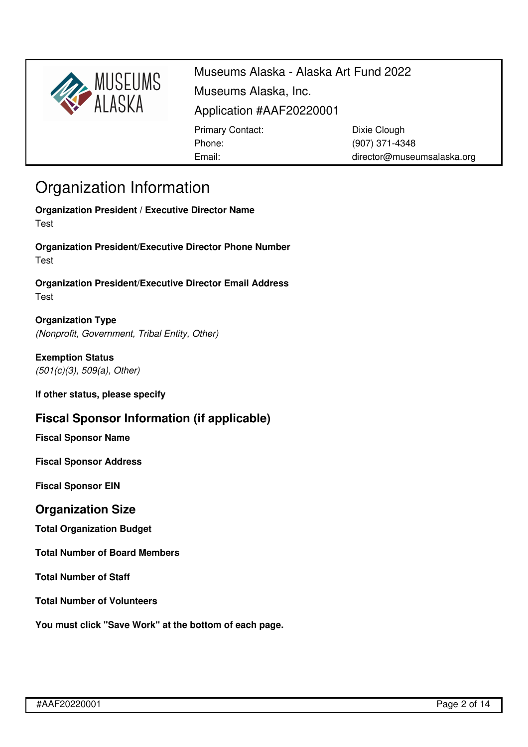Museums Alaska - Alaska Art Fund 2022

Museums Alaska, Inc.

Application #AAF20220001

| | |
|---|---|
| Primary Contact: | Dixie Clough |
| Phone: | (907) 371-4348 |
| Email: | director@museumsalaska.org |

# Organization Information

**Organization President / Executive Director Name**
Test

**Organization President/Executive Director Phone Number**
Test

**Organization President/Executive Director Email Address**
Test

**Organization Type**
*(Nonprofit, Government, Tribal Entity, Other)*

**Exemption Status**
*(501(c)(3), 509(a), Other)*

**If other status, please specify**

## Fiscal Sponsor Information (if applicable)

**Fiscal Sponsor Name**

**Fiscal Sponsor Address**

**Fiscal Sponsor EIN**

## Organization Size

**Total Organization Budget**

**Total Number of Board Members**

**Total Number of Staff**

**Total Number of Volunteers**

**You must click "Save Work" at the bottom of each page.**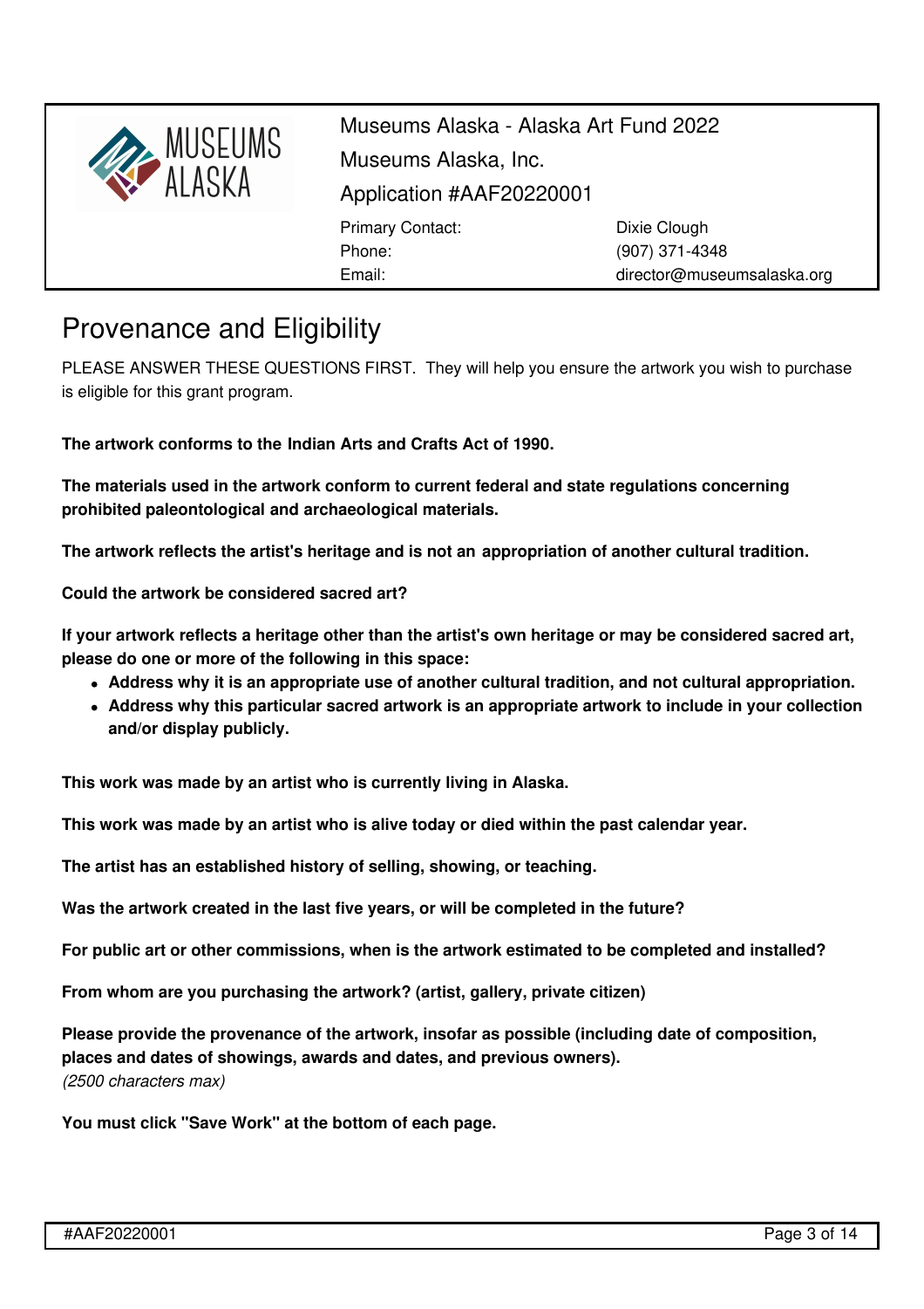Museums Alaska - Alaska Art Fund 2022

Museums Alaska, Inc.

Application #AAF20220001

| | |
|---|---|
| Primary Contact: | Dixie Clough |
| Phone: | (907) 371-4348 |
| Email: | director@museumsalaska.org |

# Provenance and Eligibility

PLEASE ANSWER THESE QUESTIONS FIRST. They will help you ensure the artwork you wish to purchase is eligible for this grant program.

**The artwork conforms to the Indian Arts and Crafts Act of 1990.**

**The materials used in the artwork conform to current federal and state regulations concerning prohibited paleontological and archaeological materials.**

**The artwork reflects the artist's heritage and is not an appropriation of another cultural tradition.**

**Could the artwork be considered sacred art?**

**If your artwork reflects a heritage other than the artist's own heritage or may be considered sacred art, please do one or more of the following in this space:**

- **Address why it is an appropriate use of another cultural tradition, and not cultural appropriation.**
- **Address why this particular sacred artwork is an appropriate artwork to include in your collection and/or display publicly.**

**This work was made by an artist who is currently living in Alaska.**

**This work was made by an artist who is alive today or died within the past calendar year.**

**The artist has an established history of selling, showing, or teaching.**

**Was the artwork created in the last five years, or will be completed in the future?**

**For public art or other commissions, when is the artwork estimated to be completed and installed?**

**From whom are you purchasing the artwork? (artist, gallery, private citizen)**

**Please provide the provenance of the artwork, insofar as possible (including date of composition, places and dates of showings, awards and dates, and previous owners).**
*(2500 characters max)*

**You must click "Save Work" at the bottom of each page.**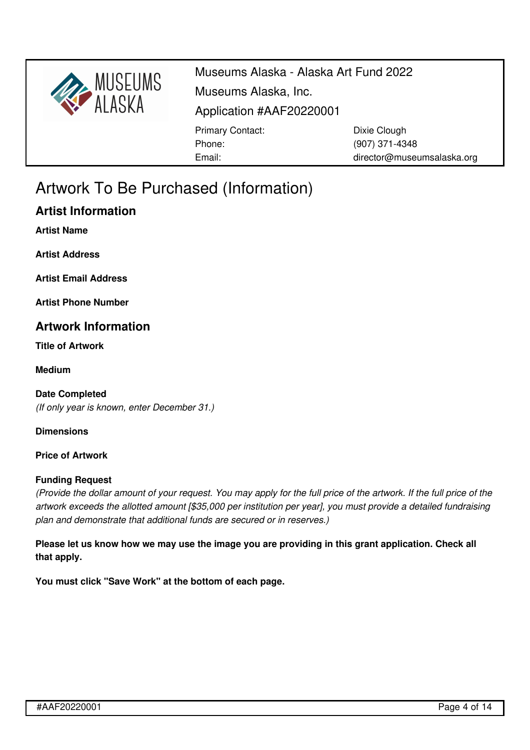Museums Alaska - Alaska Art Fund 2022

Museums Alaska, Inc.

Application #AAF20220001

| | |
|---|---|
| Primary Contact: | Dixie Clough |
| Phone: | (907) 371-4348 |
| Email: | director@museumsalaska.org |

# Artwork To Be Purchased (Information)

## Artist Information

**Artist Name**

**Artist Address**

**Artist Email Address**

**Artist Phone Number**

## Artwork Information

**Title of Artwork**

**Medium**

**Date Completed**
*(If only year is known, enter December 31.)*

**Dimensions**

**Price of Artwork**

**Funding Request**
*(Provide the dollar amount of your request. You may apply for the full price of the artwork. If the full price of the artwork exceeds the allotted amount [$35,000 per institution per year], you must provide a detailed fundraising plan and demonstrate that additional funds are secured or in reserves.)*

**Please let us know how we may use the image you are providing in this grant application. Check all that apply.**

**You must click "Save Work" at the bottom of each page.**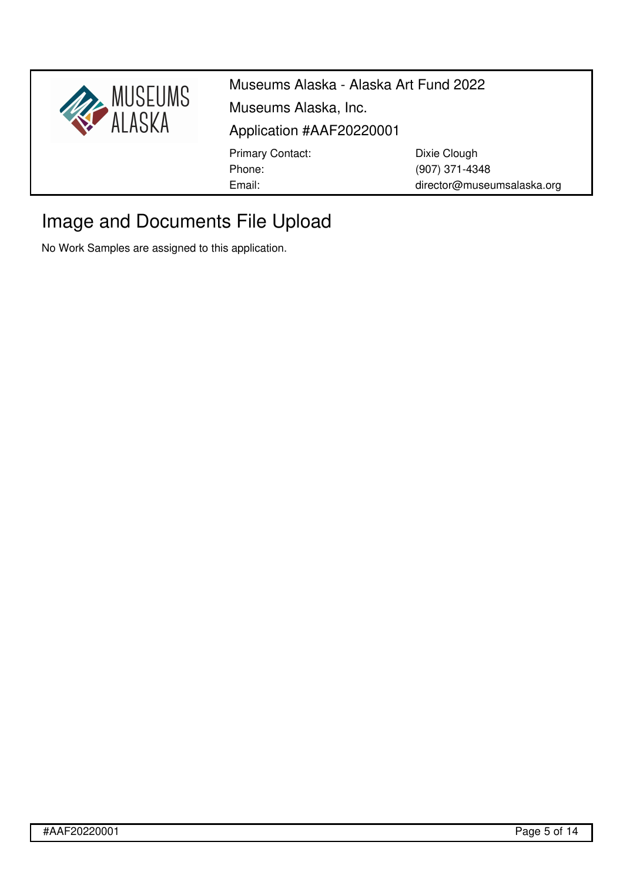# Image and Documents File Upload

No Work Samples are assigned to this application.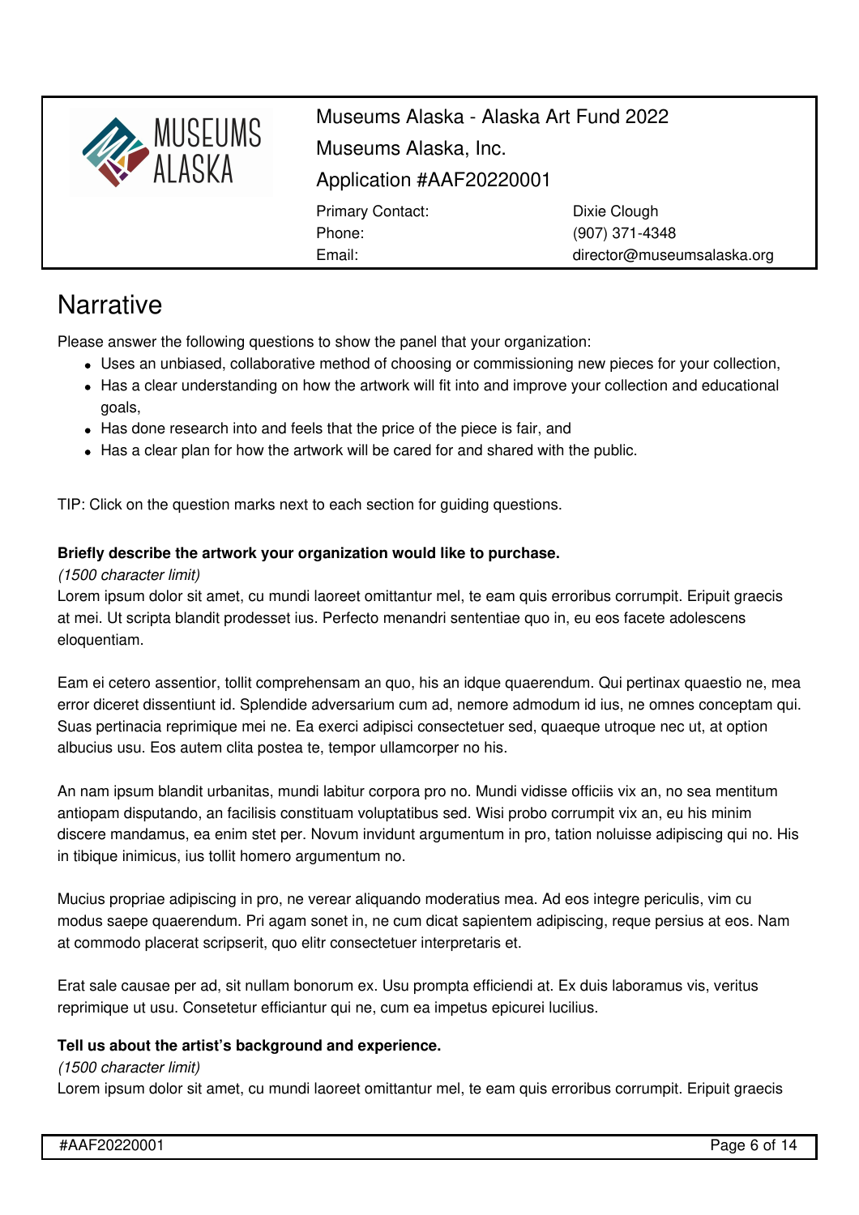Museums Alaska - Alaska Art Fund 2022

Museums Alaska, Inc.

Application #AAF20220001

| | |
|---|---|
| Primary Contact: | Dixie Clough |
| Phone: | (907) 371-4348 |
| Email: | director@museumsalaska.org |

# Narrative

Please answer the following questions to show the panel that your organization:

- Uses an unbiased, collaborative method of choosing or commissioning new pieces for your collection,
- Has a clear understanding on how the artwork will fit into and improve your collection and educational goals,
- Has done research into and feels that the price of the piece is fair, and
- Has a clear plan for how the artwork will be cared for and shared with the public.

TIP: Click on the question marks next to each section for guiding questions.

**Briefly describe the artwork your organization would like to purchase.**

*(1500 character limit)*

Lorem ipsum dolor sit amet, cu mundi laoreet omittantur mel, te eam quis erroribus corrumpit. Eripuit graecis at mei. Ut scripta blandit prodesset ius. Perfecto menandri sententiae quo in, eu eos facete adolescens eloquentiam.

Eam ei cetero assentior, tollit comprehensam an quo, his an idque quaerendum. Qui pertinax quaestio ne, mea error diceret dissentiunt id. Splendide adversarium cum ad, nemore admodum id ius, ne omnes conceptam qui. Suas pertinacia reprimique mei ne. Ea exerci adipisci consectetuer sed, quaeque utroque nec ut, at option albucius usu. Eos autem clita postea te, tempor ullamcorper no his.

An nam ipsum blandit urbanitas, mundi labitur corpora pro no. Mundi vidisse officiis vix an, no sea mentitum antiopam disputando, an facilisis constituam voluptatibus sed. Wisi probo corrumpit vix an, eu his minim discere mandamus, ea enim stet per. Novum invidunt argumentum in pro, tation noluisse adipiscing qui no. His in tibique inimicus, ius tollit homero argumentum no.

Mucius propriae adipiscing in pro, ne verear aliquando moderatius mea. Ad eos integre periculis, vim cu modus saepe quaerendum. Pri agam sonet in, ne cum dicat sapientem adipiscing, reque persius at eos. Nam at commodo placerat scripserit, quo elitr consectetuer interpretaris et.

Erat sale causae per ad, sit nullam bonorum ex. Usu prompta efficiendi at. Ex duis laboramus vis, veritus reprimique ut usu. Consetetur efficiantur qui ne, cum ea impetus epicurei lucilius.

**Tell us about the artist's background and experience.**

*(1500 character limit)*

Lorem ipsum dolor sit amet, cu mundi laoreet omittantur mel, te eam quis erroribus corrumpit. Eripuit graecis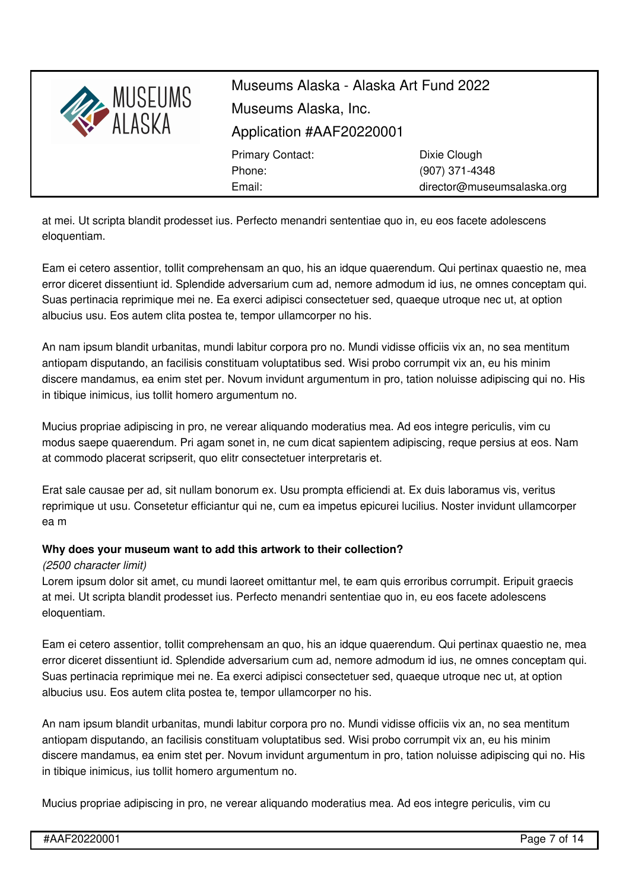at mei. Ut scripta blandit prodesset ius. Perfecto menandri sententiae quo in, eu eos facete adolescens eloquentiam.

Eam ei cetero assentior, tollit comprehensam an quo, his an idque quaerendum. Qui pertinax quaestio ne, mea error diceret dissentiunt id. Splendide adversarium cum ad, nemore admodum id ius, ne omnes conceptam qui. Suas pertinacia reprimique mei ne. Ea exerci adipisci consectetuer sed, quaeque utroque nec ut, at option albucius usu. Eos autem clita postea te, tempor ullamcorper no his.

An nam ipsum blandit urbanitas, mundi labitur corpora pro no. Mundi vidisse officiis vix an, no sea mentitum antiopam disputando, an facilisis constituam voluptatibus sed. Wisi probo corrumpit vix an, eu his minim discere mandamus, ea enim stet per. Novum invidunt argumentum in pro, tation noluisse adipiscing qui no. His in tibique inimicus, ius tollit homero argumentum no.

Mucius propriae adipiscing in pro, ne verear aliquando moderatius mea. Ad eos integre periculis, vim cu modus saepe quaerendum. Pri agam sonet in, ne cum dicat sapientem adipiscing, reque persius at eos. Nam at commodo placerat scripserit, quo elitr consectetuer interpretaris et.

Erat sale causae per ad, sit nullam bonorum ex. Usu prompta efficiendi at. Ex duis laboramus vis, veritus reprimique ut usu. Consetetur efficiantur qui ne, cum ea impetus epicurei lucilius. Noster invidunt ullamcorper ea m

**Why does your museum want to add this artwork to their collection?**

*(2500 character limit)*

Lorem ipsum dolor sit amet, cu mundi laoreet omittantur mel, te eam quis erroribus corrumpit. Eripuit graecis at mei. Ut scripta blandit prodesset ius. Perfecto menandri sententiae quo in, eu eos facete adolescens eloquentiam.

Eam ei cetero assentior, tollit comprehensam an quo, his an idque quaerendum. Qui pertinax quaestio ne, mea error diceret dissentiunt id. Splendide adversarium cum ad, nemore admodum id ius, ne omnes conceptam qui. Suas pertinacia reprimique mei ne. Ea exerci adipisci consectetuer sed, quaeque utroque nec ut, at option albucius usu. Eos autem clita postea te, tempor ullamcorper no his.

An nam ipsum blandit urbanitas, mundi labitur corpora pro no. Mundi vidisse officiis vix an, no sea mentitum antiopam disputando, an facilisis constituam voluptatibus sed. Wisi probo corrumpit vix an, eu his minim discere mandamus, ea enim stet per. Novum invidunt argumentum in pro, tation noluisse adipiscing qui no. His in tibique inimicus, ius tollit homero argumentum no.

Mucius propriae adipiscing in pro, ne verear aliquando moderatius mea. Ad eos integre periculis, vim cu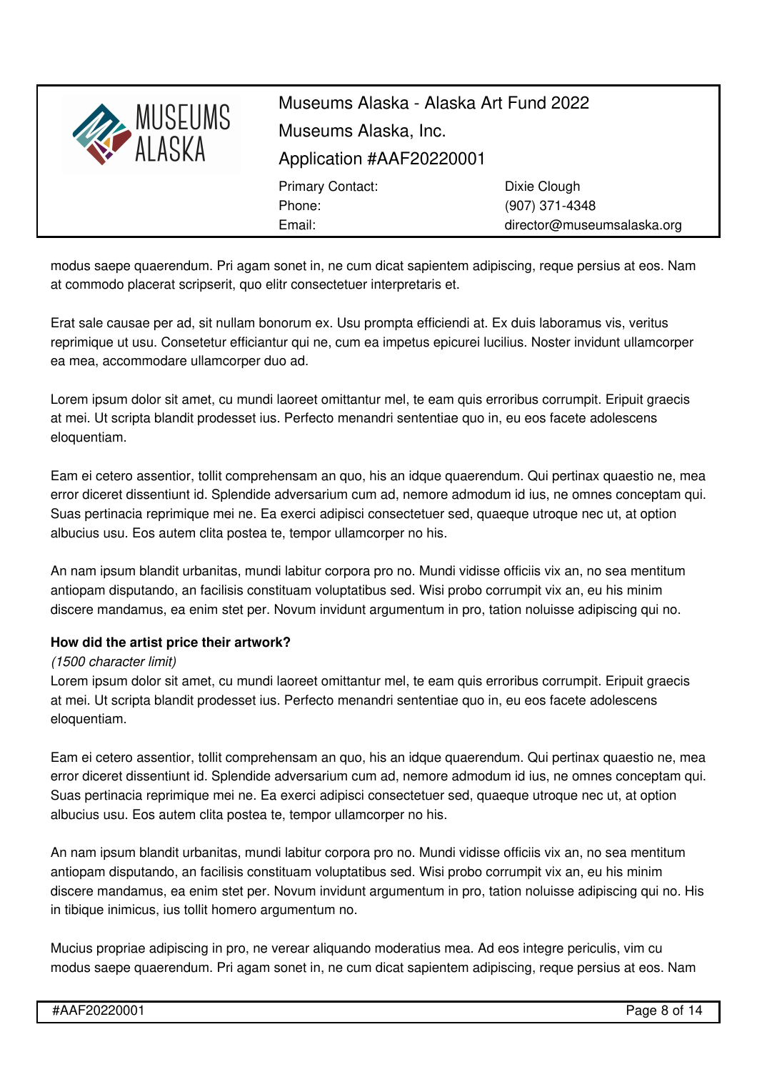modus saepe quaerendum. Pri agam sonet in, ne cum dicat sapientem adipiscing, reque persius at eos. Nam at commodo placerat scripserit, quo elitr consectetuer interpretaris et.

Erat sale causae per ad, sit nullam bonorum ex. Usu prompta efficiendi at. Ex duis laboramus vis, veritus reprimique ut usu. Consetetur efficiantur qui ne, cum ea impetus epicurei lucilius. Noster invidunt ullamcorper ea mea, accommodare ullamcorper duo ad.

Lorem ipsum dolor sit amet, cu mundi laoreet omittantur mel, te eam quis erroribus corrumpit. Eripuit graecis at mei. Ut scripta blandit prodesset ius. Perfecto menandri sententiae quo in, eu eos facete adolescens eloquentiam.

Eam ei cetero assentior, tollit comprehensam an quo, his an idque quaerendum. Qui pertinax quaestio ne, mea error diceret dissentiunt id. Splendide adversarium cum ad, nemore admodum id ius, ne omnes conceptam qui. Suas pertinacia reprimique mei ne. Ea exerci adipisci consectetuer sed, quaeque utroque nec ut, at option albucius usu. Eos autem clita postea te, tempor ullamcorper no his.

An nam ipsum blandit urbanitas, mundi labitur corpora pro no. Mundi vidisse officiis vix an, no sea mentitum antiopam disputando, an facilisis constituam voluptatibus sed. Wisi probo corrumpit vix an, eu his minim discere mandamus, ea enim stet per. Novum invidunt argumentum in pro, tation noluisse adipiscing qui no.

**How did the artist price their artwork?**

*(1500 character limit)*

Lorem ipsum dolor sit amet, cu mundi laoreet omittantur mel, te eam quis erroribus corrumpit. Eripuit graecis at mei. Ut scripta blandit prodesset ius. Perfecto menandri sententiae quo in, eu eos facete adolescens eloquentiam.

Eam ei cetero assentior, tollit comprehensam an quo, his an idque quaerendum. Qui pertinax quaestio ne, mea error diceret dissentiunt id. Splendide adversarium cum ad, nemore admodum id ius, ne omnes conceptam qui. Suas pertinacia reprimique mei ne. Ea exerci adipisci consectetuer sed, quaeque utroque nec ut, at option albucius usu. Eos autem clita postea te, tempor ullamcorper no his.

An nam ipsum blandit urbanitas, mundi labitur corpora pro no. Mundi vidisse officiis vix an, no sea mentitum antiopam disputando, an facilisis constituam voluptatibus sed. Wisi probo corrumpit vix an, eu his minim discere mandamus, ea enim stet per. Novum invidunt argumentum in pro, tation noluisse adipiscing qui no. His in tibique inimicus, ius tollit homero argumentum no.

Mucius propriae adipiscing in pro, ne verear aliquando moderatius mea. Ad eos integre periculis, vim cu modus saepe quaerendum. Pri agam sonet in, ne cum dicat sapientem adipiscing, reque persius at eos. Nam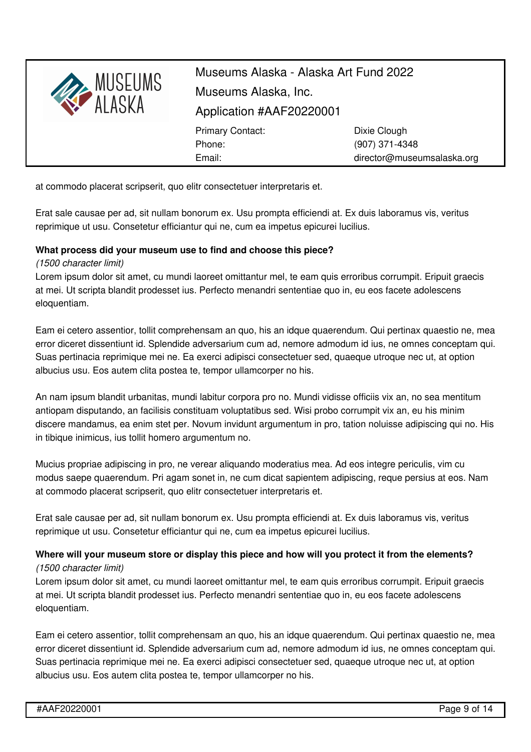at commodo placerat scripserit, quo elitr consectetuer interpretaris et.

Erat sale causae per ad, sit nullam bonorum ex. Usu prompta efficiendi at. Ex duis laboramus vis, veritus reprimique ut usu. Consetetur efficiantur qui ne, cum ea impetus epicurei lucilius.

**What process did your museum use to find and choose this piece?**
*(1500 character limit)*
Lorem ipsum dolor sit amet, cu mundi laoreet omittantur mel, te eam quis erroribus corrumpit. Eripuit graecis at mei. Ut scripta blandit prodesset ius. Perfecto menandri sententiae quo in, eu eos facete adolescens eloquentiam.

Eam ei cetero assentior, tollit comprehensam an quo, his an idque quaerendum. Qui pertinax quaestio ne, mea error diceret dissentiunt id. Splendide adversarium cum ad, nemore admodum id ius, ne omnes conceptam qui. Suas pertinacia reprimique mei ne. Ea exerci adipisci consectetuer sed, quaeque utroque nec ut, at option albucius usu. Eos autem clita postea te, tempor ullamcorper no his.

An nam ipsum blandit urbanitas, mundi labitur corpora pro no. Mundi vidisse officiis vix an, no sea mentitum antiopam disputando, an facilisis constituam voluptatibus sed. Wisi probo corrumpit vix an, eu his minim discere mandamus, ea enim stet per. Novum invidunt argumentum in pro, tation noluisse adipiscing qui no. His in tibique inimicus, ius tollit homero argumentum no.

Mucius propriae adipiscing in pro, ne verear aliquando moderatius mea. Ad eos integre periculis, vim cu modus saepe quaerendum. Pri agam sonet in, ne cum dicat sapientem adipiscing, reque persius at eos. Nam at commodo placerat scripserit, quo elitr consectetuer interpretaris et.

Erat sale causae per ad, sit nullam bonorum ex. Usu prompta efficiendi at. Ex duis laboramus vis, veritus reprimique ut usu. Consetetur efficiantur qui ne, cum ea impetus epicurei lucilius.

**Where will your museum store or display this piece and how will you protect it from the elements?**
*(1500 character limit)*
Lorem ipsum dolor sit amet, cu mundi laoreet omittantur mel, te eam quis erroribus corrumpit. Eripuit graecis at mei. Ut scripta blandit prodesset ius. Perfecto menandri sententiae quo in, eu eos facete adolescens eloquentiam.

Eam ei cetero assentior, tollit comprehensam an quo, his an idque quaerendum. Qui pertinax quaestio ne, mea error diceret dissentiunt id. Splendide adversarium cum ad, nemore admodum id ius, ne omnes conceptam qui. Suas pertinacia reprimique mei ne. Ea exerci adipisci consectetuer sed, quaeque utroque nec ut, at option albucius usu. Eos autem clita postea te, tempor ullamcorper no his.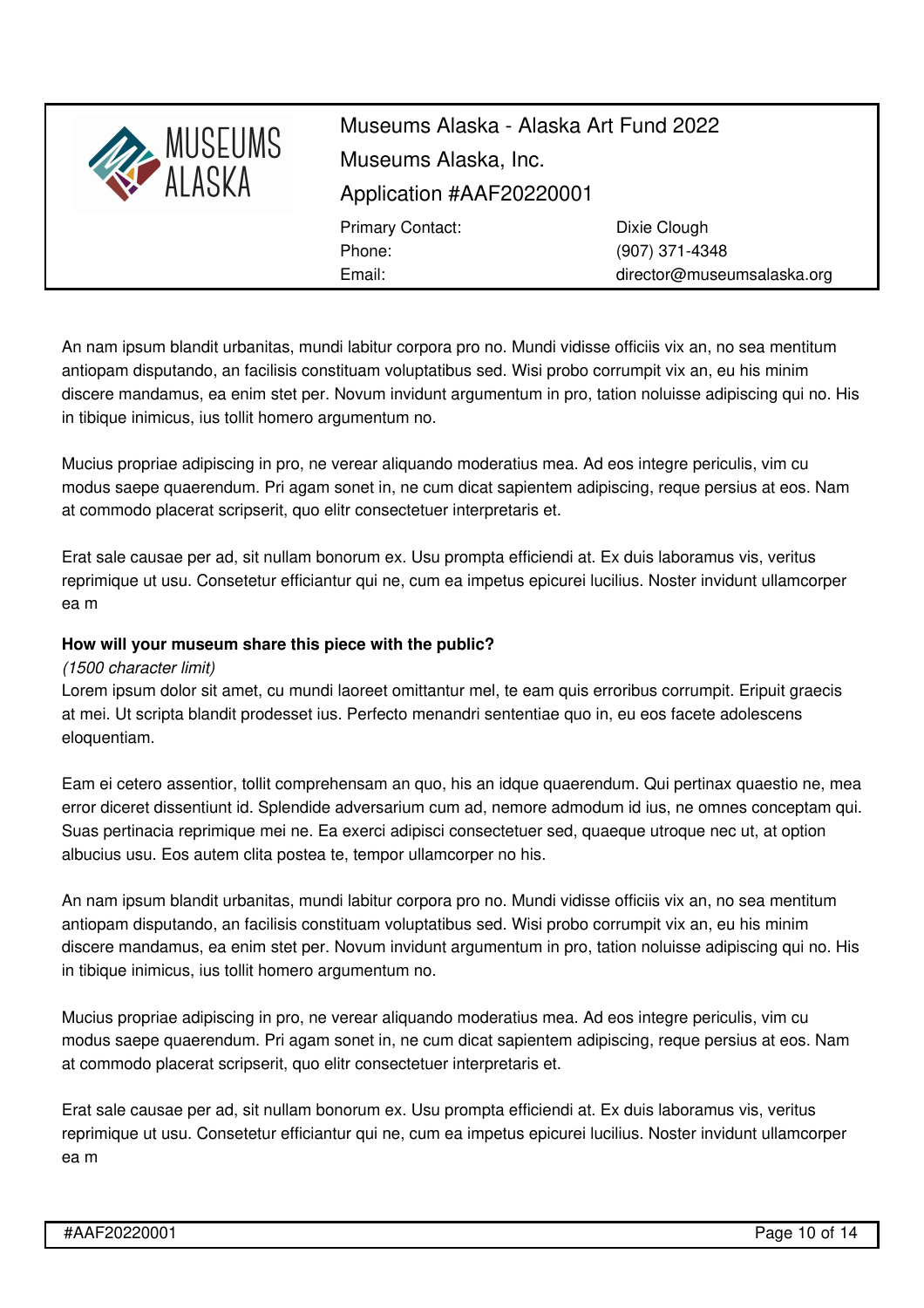An nam ipsum blandit urbanitas, mundi labitur corpora pro no. Mundi vidisse officiis vix an, no sea mentitum antiopam disputando, an facilisis constituam voluptatibus sed. Wisi probo corrumpit vix an, eu his minim discere mandamus, ea enim stet per. Novum invidunt argumentum in pro, tation noluisse adipiscing qui no. His in tibique inimicus, ius tollit homero argumentum no.

Mucius propriae adipiscing in pro, ne verear aliquando moderatius mea. Ad eos integre periculis, vim cu modus saepe quaerendum. Pri agam sonet in, ne cum dicat sapientem adipiscing, reque persius at eos. Nam at commodo placerat scripserit, quo elitr consectetuer interpretaris et.

Erat sale causae per ad, sit nullam bonorum ex. Usu prompta efficiendi at. Ex duis laboramus vis, veritus reprimique ut usu. Consetetur efficiantur qui ne, cum ea impetus epicurei lucilius. Noster invidunt ullamcorper ea m

**How will your museum share this piece with the public?**

*(1500 character limit)*

Lorem ipsum dolor sit amet, cu mundi laoreet omittantur mel, te eam quis erroribus corrumpit. Eripuit graecis at mei. Ut scripta blandit prodesset ius. Perfecto menandri sententiae quo in, eu eos facete adolescens eloquentiam.

Eam ei cetero assentior, tollit comprehensam an quo, his an idque quaerendum. Qui pertinax quaestio ne, mea error diceret dissentiunt id. Splendide adversarium cum ad, nemore admodum id ius, ne omnes conceptam qui. Suas pertinacia reprimique mei ne. Ea exerci adipisci consectetuer sed, quaeque utroque nec ut, at option albucius usu. Eos autem clita postea te, tempor ullamcorper no his.

An nam ipsum blandit urbanitas, mundi labitur corpora pro no. Mundi vidisse officiis vix an, no sea mentitum antiopam disputando, an facilisis constituam voluptatibus sed. Wisi probo corrumpit vix an, eu his minim discere mandamus, ea enim stet per. Novum invidunt argumentum in pro, tation noluisse adipiscing qui no. His in tibique inimicus, ius tollit homero argumentum no.

Mucius propriae adipiscing in pro, ne verear aliquando moderatius mea. Ad eos integre periculis, vim cu modus saepe quaerendum. Pri agam sonet in, ne cum dicat sapientem adipiscing, reque persius at eos. Nam at commodo placerat scripserit, quo elitr consectetuer interpretaris et.

Erat sale causae per ad, sit nullam bonorum ex. Usu prompta efficiendi at. Ex duis laboramus vis, veritus reprimique ut usu. Consetetur efficiantur qui ne, cum ea impetus epicurei lucilius. Noster invidunt ullamcorper ea m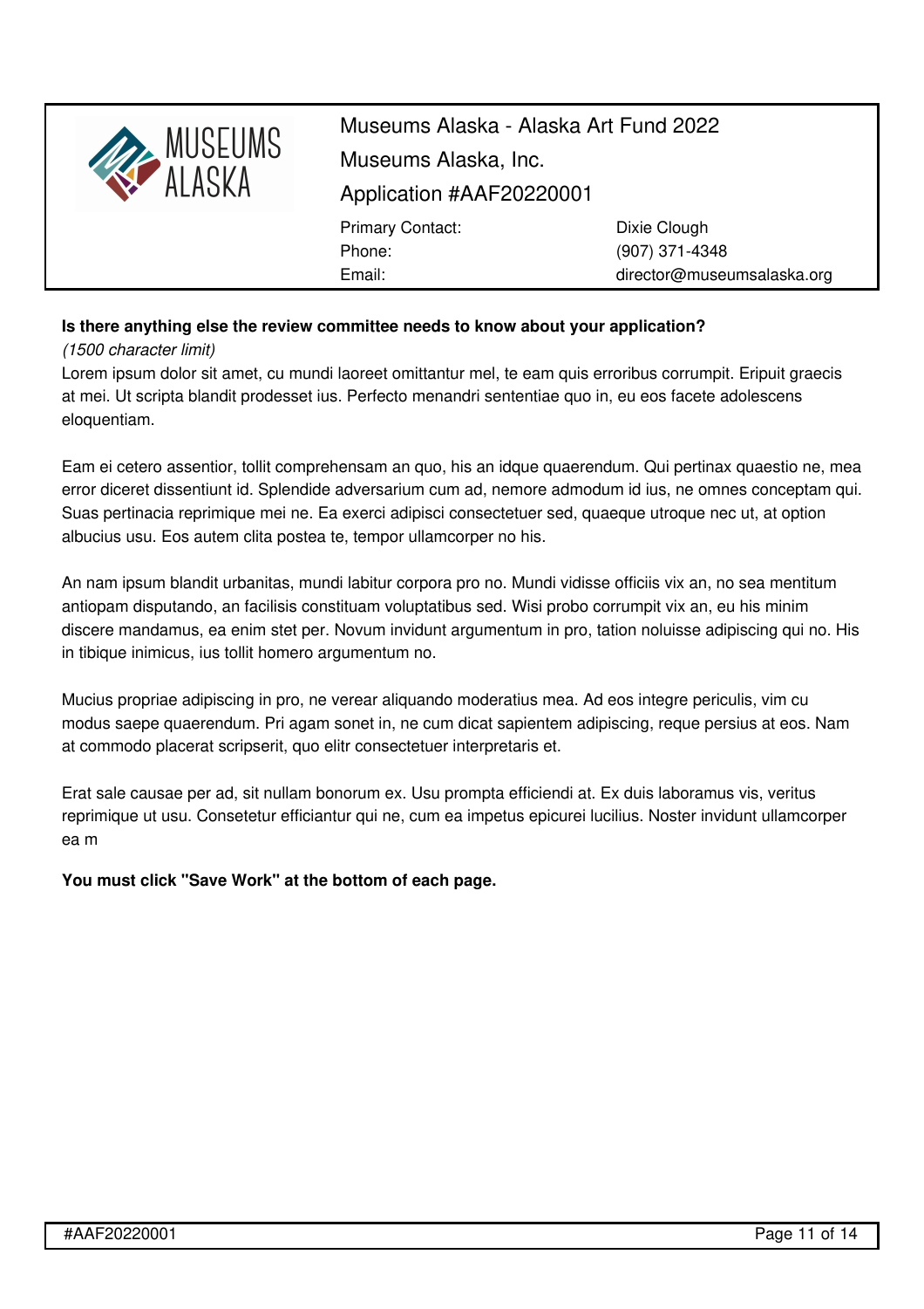Museums Alaska - Alaska Art Fund 2022

Museums Alaska, Inc.

Application #AAF20220001

| | |
|---|---|
| Primary Contact: | Dixie Clough |
| Phone: | (907) 371-4348 |
| Email: | director@museumsalaska.org |

**Is there anything else the review committee needs to know about your application?**

*(1500 character limit)*

Lorem ipsum dolor sit amet, cu mundi laoreet omittantur mel, te eam quis erroribus corrumpit. Eripuit graecis at mei. Ut scripta blandit prodesset ius. Perfecto menandri sententiae quo in, eu eos facete adolescens eloquentiam.

Eam ei cetero assentior, tollit comprehensam an quo, his an idque quaerendum. Qui pertinax quaestio ne, mea error diceret dissentiunt id. Splendide adversarium cum ad, nemore admodum id ius, ne omnes conceptam qui. Suas pertinacia reprimique mei ne. Ea exerci adipisci consectetuer sed, quaeque utroque nec ut, at option albucius usu. Eos autem clita postea te, tempor ullamcorper no his.

An nam ipsum blandit urbanitas, mundi labitur corpora pro no. Mundi vidisse officiis vix an, no sea mentitum antiopam disputando, an facilisis constituam voluptatibus sed. Wisi probo corrumpit vix an, eu his minim discere mandamus, ea enim stet per. Novum invidunt argumentum in pro, tation noluisse adipiscing qui no. His in tibique inimicus, ius tollit homero argumentum no.

Mucius propriae adipiscing in pro, ne verear aliquando moderatius mea. Ad eos integre periculis, vim cu modus saepe quaerendum. Pri agam sonet in, ne cum dicat sapientem adipiscing, reque persius at eos. Nam at commodo placerat scripserit, quo elitr consectetuer interpretaris et.

Erat sale causae per ad, sit nullam bonorum ex. Usu prompta efficiendi at. Ex duis laboramus vis, veritus reprimique ut usu. Consetetur efficiantur qui ne, cum ea impetus epicurei lucilius. Noster invidunt ullamcorper ea m

**You must click "Save Work" at the bottom of each page.**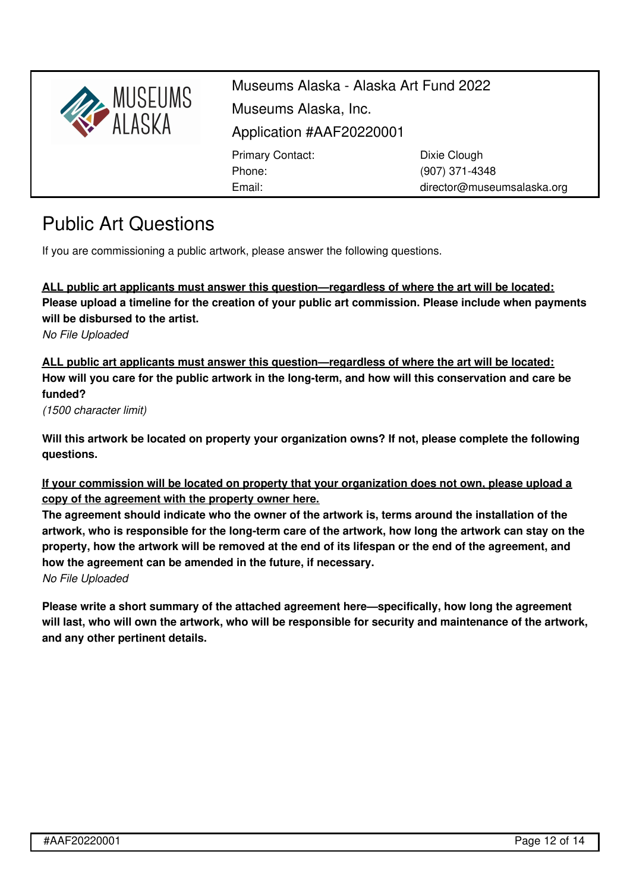Museums Alaska - Alaska Art Fund 2022

Museums Alaska, Inc.

Application #AAF20220001

| | |
|---|---|
| Primary Contact: | Dixie Clough |
| Phone: | (907) 371-4348 |
| Email: | director@museumsalaska.org |

# Public Art Questions

If you are commissioning a public artwork, please answer the following questions.

**ALL public art applicants must answer this question—regardless of where the art will be located:**
**Please upload a timeline for the creation of your public art commission. Please include when payments will be disbursed to the artist.**
*No File Uploaded*

**ALL public art applicants must answer this question—regardless of where the art will be located:**
**How will you care for the public artwork in the long-term, and how will this conservation and care be funded?**
*(1500 character limit)*

**Will this artwork be located on property your organization owns? If not, please complete the following questions.**

**If your commission will be located on property that your organization does not own, please upload a copy of the agreement with the property owner here.**
**The agreement should indicate who the owner of the artwork is, terms around the installation of the artwork, who is responsible for the long-term care of the artwork, how long the artwork can stay on the property, how the artwork will be removed at the end of its lifespan or the end of the agreement, and how the agreement can be amended in the future, if necessary.**
*No File Uploaded*

**Please write a short summary of the attached agreement here—specifically, how long the agreement will last, who will own the artwork, who will be responsible for security and maintenance of the artwork, and any other pertinent details.**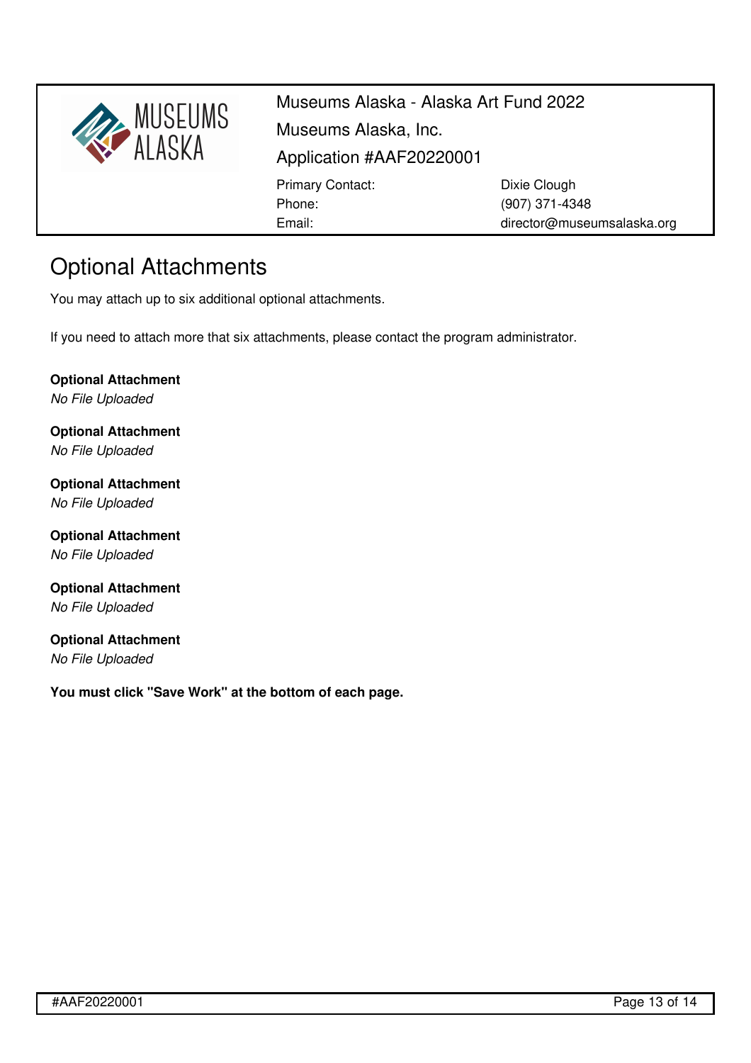# Optional Attachments

You may attach up to six additional optional attachments.

If you need to attach more that six attachments, please contact the program administrator.

**Optional Attachment**
*No File Uploaded*

**Optional Attachment**
*No File Uploaded*

**Optional Attachment**
*No File Uploaded*

**Optional Attachment**
*No File Uploaded*

**Optional Attachment**
*No File Uploaded*

**Optional Attachment**
*No File Uploaded*

**You must click "Save Work" at the bottom of each page.**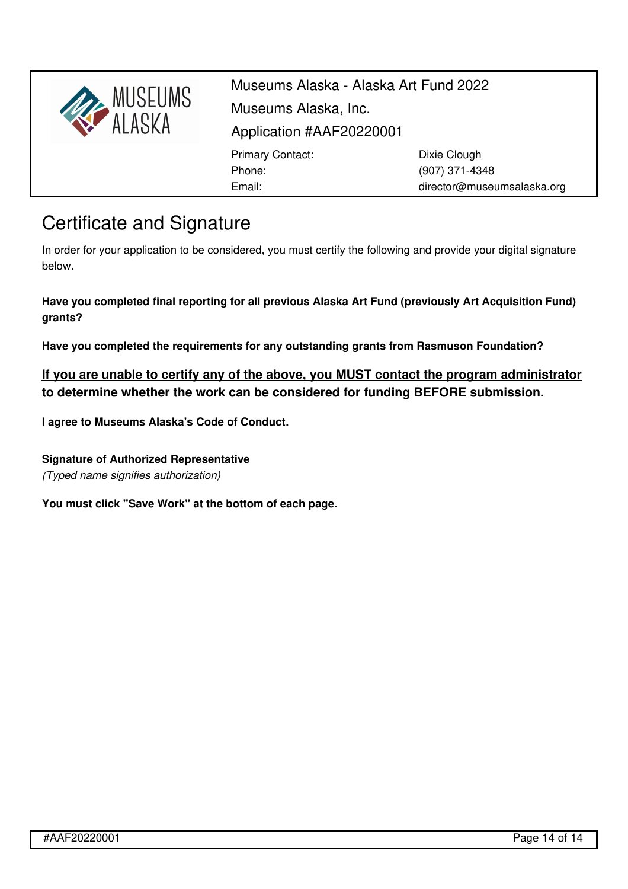Museums Alaska - Alaska Art Fund 2022

Museums Alaska, Inc.

Application #AAF20220001

| | |
|---|---|
| Primary Contact: | Dixie Clough |
| Phone: | (907) 371-4348 |
| Email: | director@museumsalaska.org |

# Certificate and Signature

In order for your application to be considered, you must certify the following and provide your digital signature below.

**Have you completed final reporting for all previous Alaska Art Fund (previously Art Acquisition Fund) grants?**

**Have you completed the requirements for any outstanding grants from Rasmuson Foundation?**

**<u>If you are unable to certify any of the above, you MUST contact the program administrator to determine whether the work can be considered for funding BEFORE submission.</u>**

**I agree to Museums Alaska's Code of Conduct.**

**Signature of Authorized Representative**
*(Typed name signifies authorization)*

**You must click "Save Work" at the bottom of each page.**